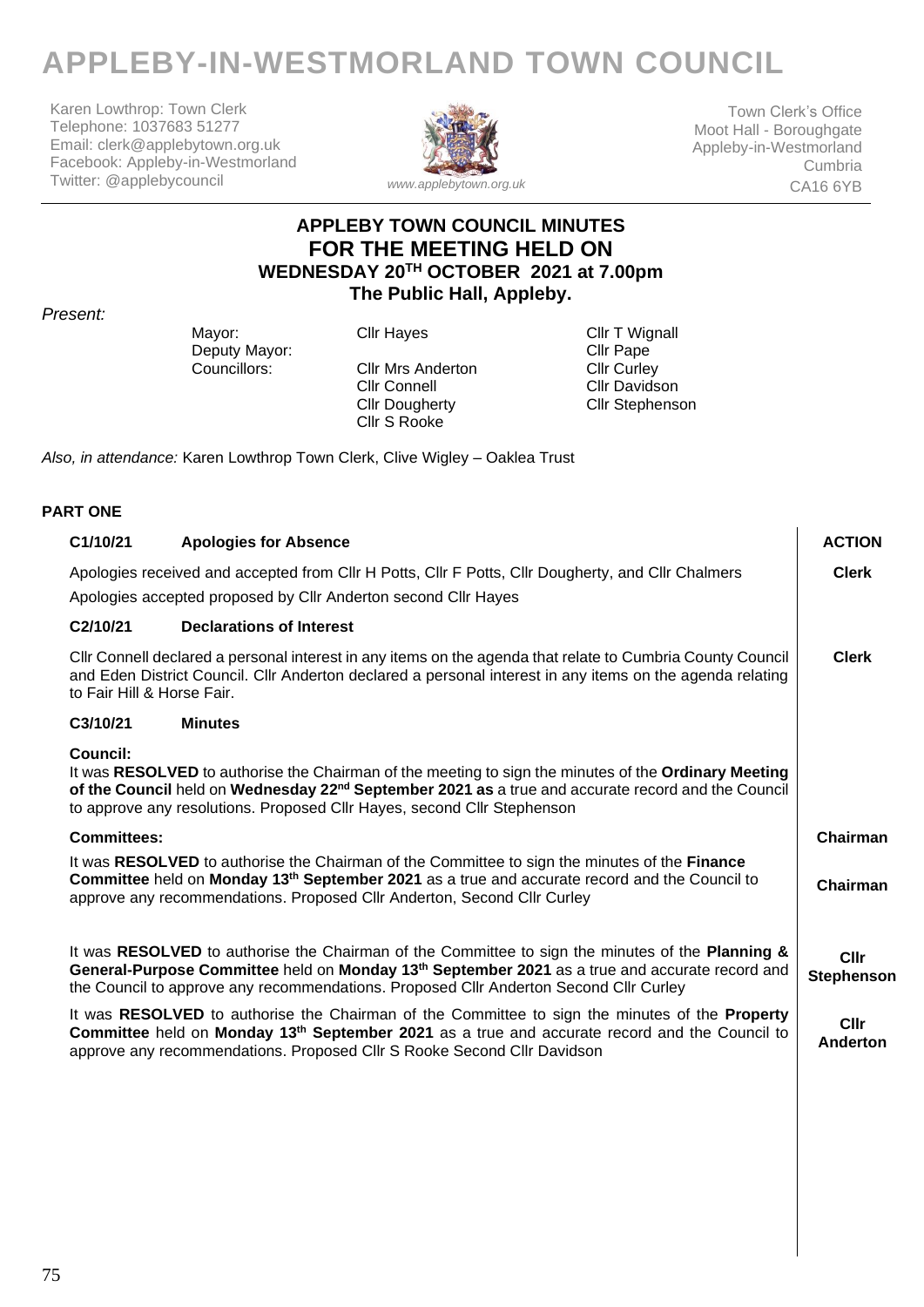# APPLEBY-IN-WESTMORLAND TOWN COUNCIL

Karen Lowthrop: Town Clerk
Telephone: 1037683 51277
Email: clerk@applebytown.org.uk
Facebook: Appleby-in-Westmorland
Twitter: @applebycouncil

*www.applebytown.org.uk*

Town Clerk's Office
Moot Hall - Boroughgate
Appleby-in-Westmorland
Cumbria
CA16 6YB

## APPLEBY TOWN COUNCIL MINUTES
## FOR THE MEETING HELD ON
## WEDNESDAY 20TH OCTOBER 2021 at 7.00pm
## The Public Hall, Appleby.

*Present:*

| | | |
|---|---|---|
| Mayor: | Cllr Hayes | Cllr T Wignall |
| Deputy Mayor: | | Cllr Pape |
| Councillors: | Cllr Mrs Anderton | Cllr Curley |
| | Cllr Connell | Cllr Davidson |
| | Cllr Dougherty | Cllr Stephenson |
| | Cllr S Rooke | |

*Also, in attendance:* Karen Lowthrop Town Clerk, Clive Wigley – Oaklea Trust

### PART ONE

| | ACTION |
|---|---|
| **C1/10/21 Apologies for Absence** | |
| Apologies received and accepted from Cllr H Potts, Cllr F Potts, Cllr Dougherty, and Cllr Chalmers<br>Apologies accepted proposed by Cllr Anderton second Cllr Hayes | **Clerk** |
| **C2/10/21 Declarations of Interest** | |
| Cllr Connell declared a personal interest in any items on the agenda that relate to Cumbria County Council and Eden District Council. Cllr Anderton declared a personal interest in any items on the agenda relating to Fair Hill & Horse Fair. | **Clerk** |
| **C3/10/21 Minutes** | |
| **Council:**<br>It was **RESOLVED** to authorise the Chairman of the meeting to sign the minutes of the **Ordinary Meeting of the Council** held on **Wednesday 22nd September 2021 as** a true and accurate record and the Council to approve any resolutions. Proposed Cllr Hayes, second Cllr Stephenson | |
| **Committees:** | **Chairman** |
| It was **RESOLVED** to authorise the Chairman of the Committee to sign the minutes of the **Finance Committee** held on **Monday 13th September 2021** as a true and accurate record and the Council to approve any recommendations. Proposed Cllr Anderton, Second Cllr Curley | **Chairman** |
| It was **RESOLVED** to authorise the Chairman of the Committee to sign the minutes of the **Planning & General-Purpose Committee** held on **Monday 13th September 2021** as a true and accurate record and the Council to approve any recommendations. Proposed Cllr Anderton Second Cllr Curley | **Cllr Stephenson** |
| It was **RESOLVED** to authorise the Chairman of the Committee to sign the minutes of the **Property Committee** held on **Monday 13th September 2021** as a true and accurate record and the Council to approve any recommendations. Proposed Cllr S Rooke Second Cllr Davidson | **Cllr Anderton** |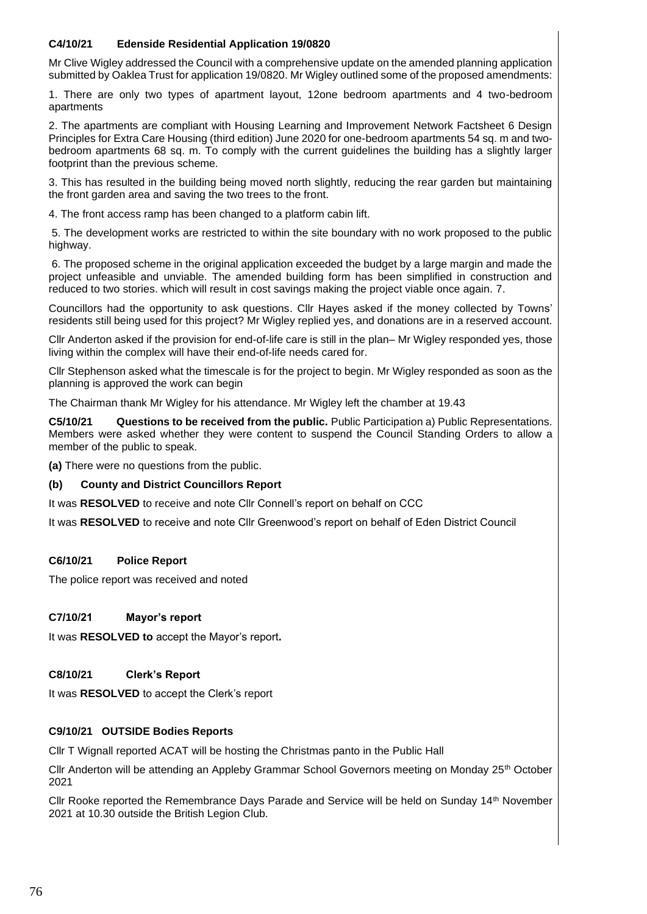**C4/10/21 Edenside Residential Application 19/0820**

Mr Clive Wigley addressed the Council with a comprehensive update on the amended planning application submitted by Oaklea Trust for application 19/0820. Mr Wigley outlined some of the proposed amendments:

1. There are only two types of apartment layout, 12one bedroom apartments and 4 two-bedroom apartments

2. The apartments are compliant with Housing Learning and Improvement Network Factsheet 6 Design Principles for Extra Care Housing (third edition) June 2020 for one-bedroom apartments 54 sq. m and two-bedroom apartments 68 sq. m. To comply with the current guidelines the building has a slightly larger footprint than the previous scheme.

3. This has resulted in the building being moved north slightly, reducing the rear garden but maintaining the front garden area and saving the two trees to the front.

4. The front access ramp has been changed to a platform cabin lift.

5. The development works are restricted to within the site boundary with no work proposed to the public highway.

6. The proposed scheme in the original application exceeded the budget by a large margin and made the project unfeasible and unviable. The amended building form has been simplified in construction and reduced to two stories. which will result in cost savings making the project viable once again. 7.

Councillors had the opportunity to ask questions. Cllr Hayes asked if the money collected by Towns' residents still being used for this project? Mr Wigley replied yes, and donations are in a reserved account.

Cllr Anderton asked if the provision for end-of-life care is still in the plan– Mr Wigley responded yes, those living within the complex will have their end-of-life needs cared for.

Cllr Stephenson asked what the timescale is for the project to begin. Mr Wigley responded as soon as the planning is approved the work can begin

The Chairman thank Mr Wigley for his attendance. Mr Wigley left the chamber at 19.43

**C5/10/21 Questions to be received from the public.** Public Participation a) Public Representations. Members were asked whether they were content to suspend the Council Standing Orders to allow a member of the public to speak.

**(a)** There were no questions from the public.

**(b) County and District Councillors Report**

It was **RESOLVED** to receive and note Cllr Connell's report on behalf on CCC

It was **RESOLVED** to receive and note Cllr Greenwood's report on behalf of Eden District Council

**C6/10/21 Police Report**

The police report was received and noted

**C7/10/21 Mayor's report**

It was **RESOLVED to** accept the Mayor's report**.**

**C8/10/21 Clerk's Report**

It was **RESOLVED** to accept the Clerk's report

**C9/10/21 OUTSIDE Bodies Reports**

Cllr T Wignall reported ACAT will be hosting the Christmas panto in the Public Hall

Cllr Anderton will be attending an Appleby Grammar School Governors meeting on Monday 25th October 2021

Cllr Rooke reported the Remembrance Days Parade and Service will be held on Sunday 14th November 2021 at 10.30 outside the British Legion Club.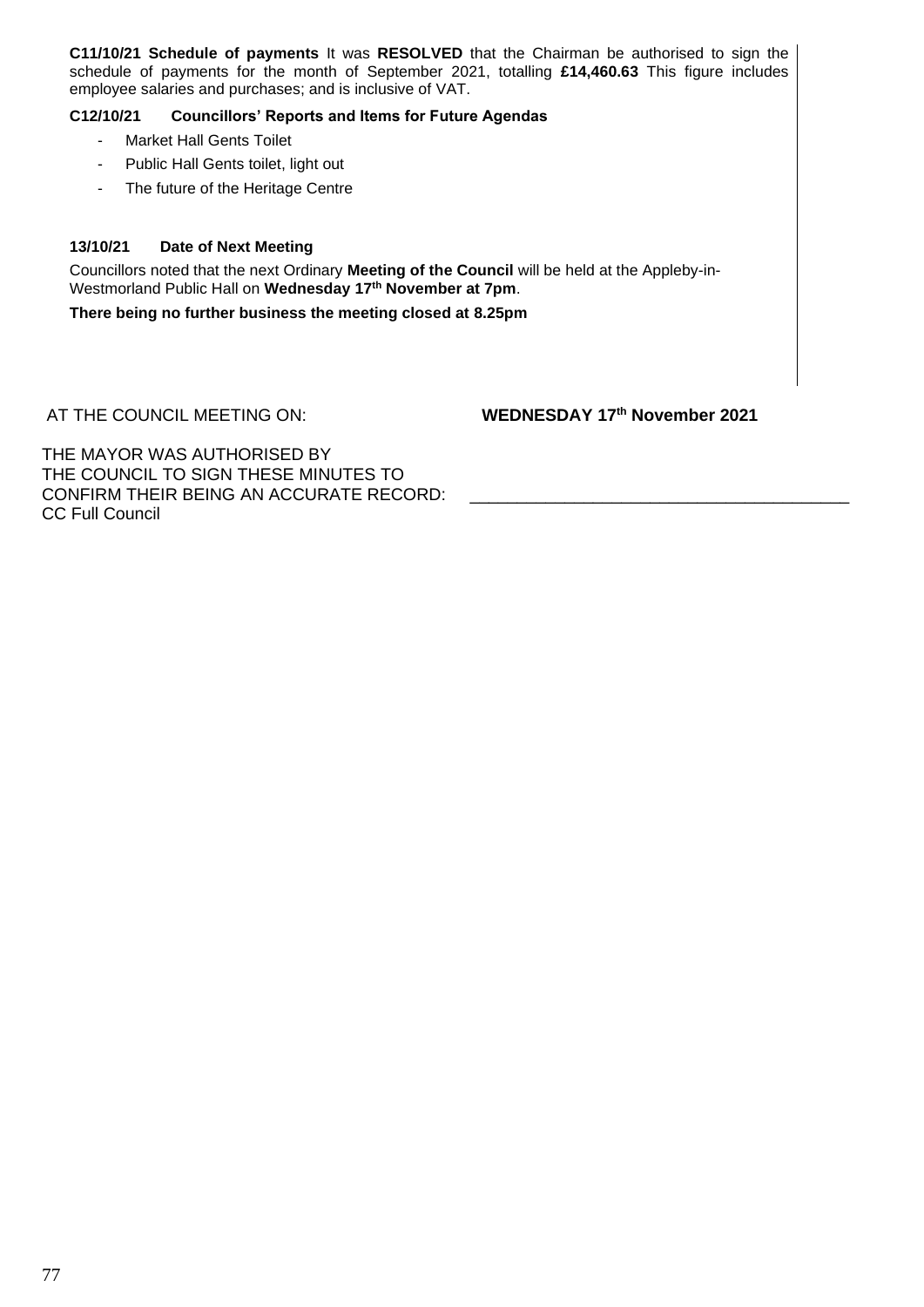**C11/10/21 Schedule of payments** It was **RESOLVED** that the Chairman be authorised to sign the schedule of payments for the month of September 2021, totalling **£14,460.63** This figure includes employee salaries and purchases; and is inclusive of VAT.

**C12/10/21 Councillors' Reports and Items for Future Agendas**

- Market Hall Gents Toilet
- Public Hall Gents toilet, light out
- The future of the Heritage Centre

**13/10/21 Date of Next Meeting**

Councillors noted that the next Ordinary **Meeting of the Council** will be held at the Appleby-in-Westmorland Public Hall on **Wednesday 17th November at 7pm**.

**There being no further business the meeting closed at 8.25pm**

AT THE COUNCIL MEETING ON: **WEDNESDAY 17th November 2021**

THE MAYOR WAS AUTHORISED BY
THE COUNCIL TO SIGN THESE MINUTES TO
CONFIRM THEIR BEING AN ACCURATE RECORD: \_\_\_\_\_\_\_\_\_\_\_\_\_\_\_\_\_\_\_\_\_\_\_\_\_\_\_\_\_\_\_\_\_\_\_\_\_\_\_\_
CC Full Council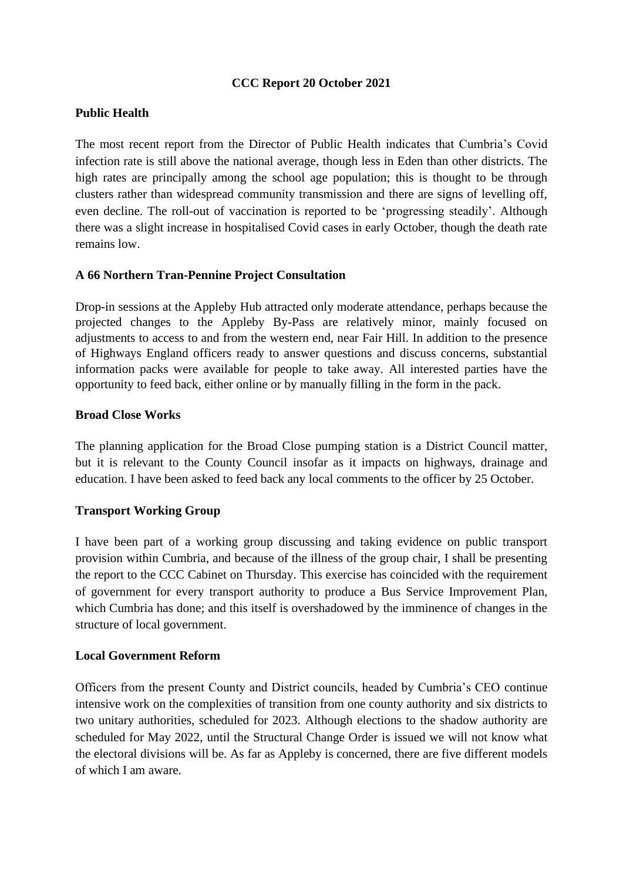**CCC Report 20 October 2021**

**Public Health**

The most recent report from the Director of Public Health indicates that Cumbria's Covid infection rate is still above the national average, though less in Eden than other districts. The high rates are principally among the school age population; this is thought to be through clusters rather than widespread community transmission and there are signs of levelling off, even decline. The roll-out of vaccination is reported to be 'progressing steadily'. Although there was a slight increase in hospitalised Covid cases in early October, though the death rate remains low.

**A 66 Northern Tran-Pennine Project Consultation**

Drop-in sessions at the Appleby Hub attracted only moderate attendance, perhaps because the projected changes to the Appleby By-Pass are relatively minor, mainly focused on adjustments to access to and from the western end, near Fair Hill. In addition to the presence of Highways England officers ready to answer questions and discuss concerns, substantial information packs were available for people to take away. All interested parties have the opportunity to feed back, either online or by manually filling in the form in the pack.

**Broad Close Works**

The planning application for the Broad Close pumping station is a District Council matter, but it is relevant to the County Council insofar as it impacts on highways, drainage and education. I have been asked to feed back any local comments to the officer by 25 October.

**Transport Working Group**

I have been part of a working group discussing and taking evidence on public transport provision within Cumbria, and because of the illness of the group chair, I shall be presenting the report to the CCC Cabinet on Thursday. This exercise has coincided with the requirement of government for every transport authority to produce a Bus Service Improvement Plan, which Cumbria has done; and this itself is overshadowed by the imminence of changes in the structure of local government.

**Local Government Reform**

Officers from the present County and District councils, headed by Cumbria's CEO continue intensive work on the complexities of transition from one county authority and six districts to two unitary authorities, scheduled for 2023. Although elections to the shadow authority are scheduled for May 2022, until the Structural Change Order is issued we will not know what the electoral divisions will be. As far as Appleby is concerned, there are five different models of which I am aware.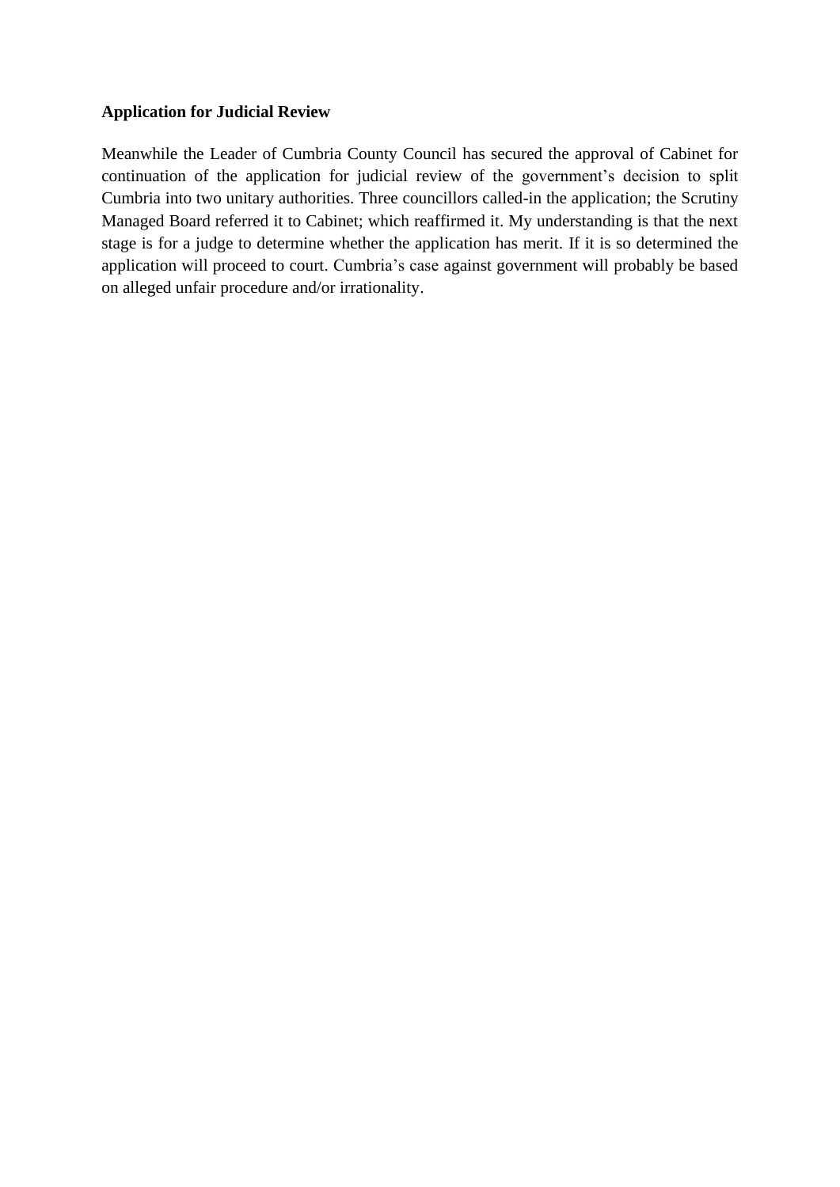**Application for Judicial Review**

Meanwhile the Leader of Cumbria County Council has secured the approval of Cabinet for continuation of the application for judicial review of the government's decision to split Cumbria into two unitary authorities. Three councillors called-in the application; the Scrutiny Managed Board referred it to Cabinet; which reaffirmed it. My understanding is that the next stage is for a judge to determine whether the application has merit. If it is so determined the application will proceed to court. Cumbria's case against government will probably be based on alleged unfair procedure and/or irrationality.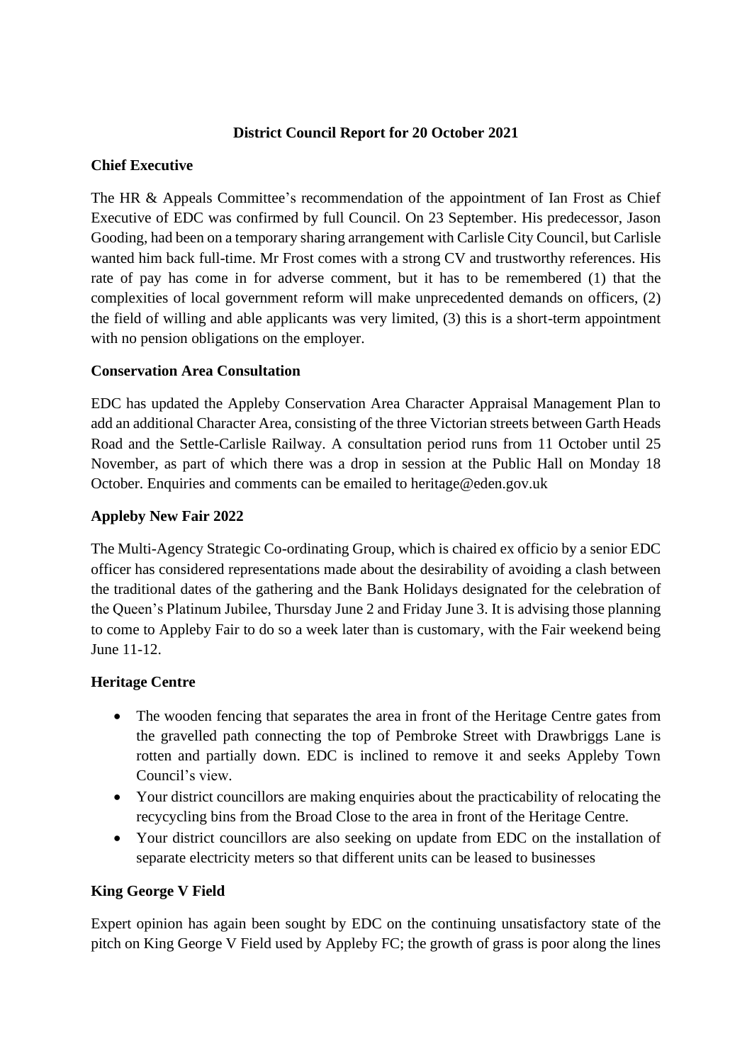**District Council Report for 20 October 2021**

**Chief Executive**

The HR & Appeals Committee's recommendation of the appointment of Ian Frost as Chief Executive of EDC was confirmed by full Council. On 23 September. His predecessor, Jason Gooding, had been on a temporary sharing arrangement with Carlisle City Council, but Carlisle wanted him back full-time. Mr Frost comes with a strong CV and trustworthy references. His rate of pay has come in for adverse comment, but it has to be remembered (1) that the complexities of local government reform will make unprecedented demands on officers, (2) the field of willing and able applicants was very limited, (3) this is a short-term appointment with no pension obligations on the employer.

**Conservation Area Consultation**

EDC has updated the Appleby Conservation Area Character Appraisal Management Plan to add an additional Character Area, consisting of the three Victorian streets between Garth Heads Road and the Settle-Carlisle Railway. A consultation period runs from 11 October until 25 November, as part of which there was a drop in session at the Public Hall on Monday 18 October. Enquiries and comments can be emailed to heritage@eden.gov.uk

**Appleby New Fair 2022**

The Multi-Agency Strategic Co-ordinating Group, which is chaired ex officio by a senior EDC officer has considered representations made about the desirability of avoiding a clash between the traditional dates of the gathering and the Bank Holidays designated for the celebration of the Queen's Platinum Jubilee, Thursday June 2 and Friday June 3. It is advising those planning to come to Appleby Fair to do so a week later than is customary, with the Fair weekend being June 11-12.

**Heritage Centre**

- The wooden fencing that separates the area in front of the Heritage Centre gates from the gravelled path connecting the top of Pembroke Street with Drawbriggs Lane is rotten and partially down. EDC is inclined to remove it and seeks Appleby Town Council's view.
- Your district councillors are making enquiries about the practicability of relocating the recyclcling bins from the Broad Close to the area in front of the Heritage Centre.
- Your district councillors are also seeking on update from EDC on the installation of separate electricity meters so that different units can be leased to businesses

**King George V Field**

Expert opinion has again been sought by EDC on the continuing unsatisfactory state of the pitch on King George V Field used by Appleby FC; the growth of grass is poor along the lines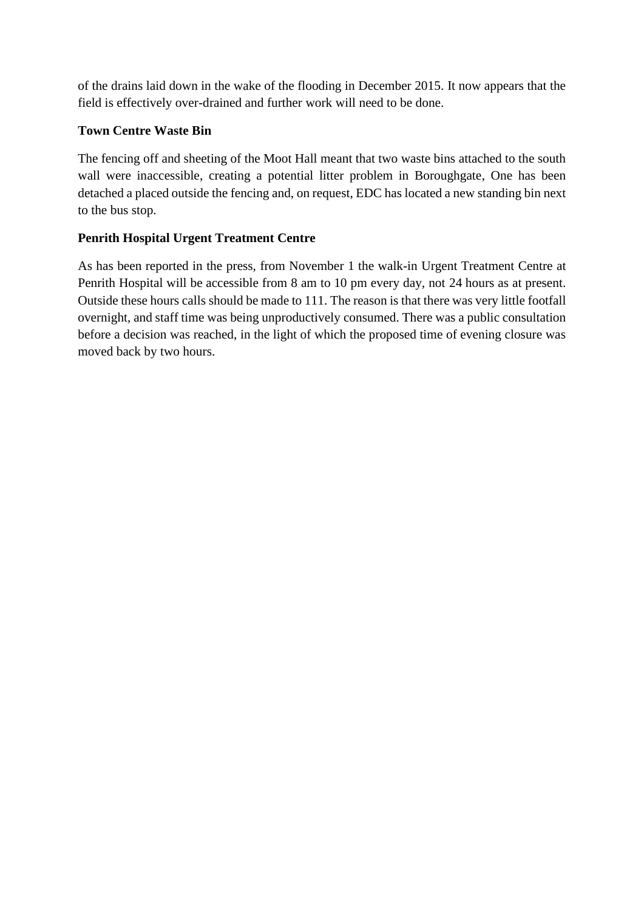of the drains laid down in the wake of the flooding in December 2015. It now appears that the field is effectively over-drained and further work will need to be done.

**Town Centre Waste Bin**

The fencing off and sheeting of the Moot Hall meant that two waste bins attached to the south wall were inaccessible, creating a potential litter problem in Boroughgate, One has been detached a placed outside the fencing and, on request, EDC has located a new standing bin next to the bus stop.

**Penrith Hospital Urgent Treatment Centre**

As has been reported in the press, from November 1 the walk-in Urgent Treatment Centre at Penrith Hospital will be accessible from 8 am to 10 pm every day, not 24 hours as at present. Outside these hours calls should be made to 111. The reason is that there was very little footfall overnight, and staff time was being unproductively consumed. There was a public consultation before a decision was reached, in the light of which the proposed time of evening closure was moved back by two hours.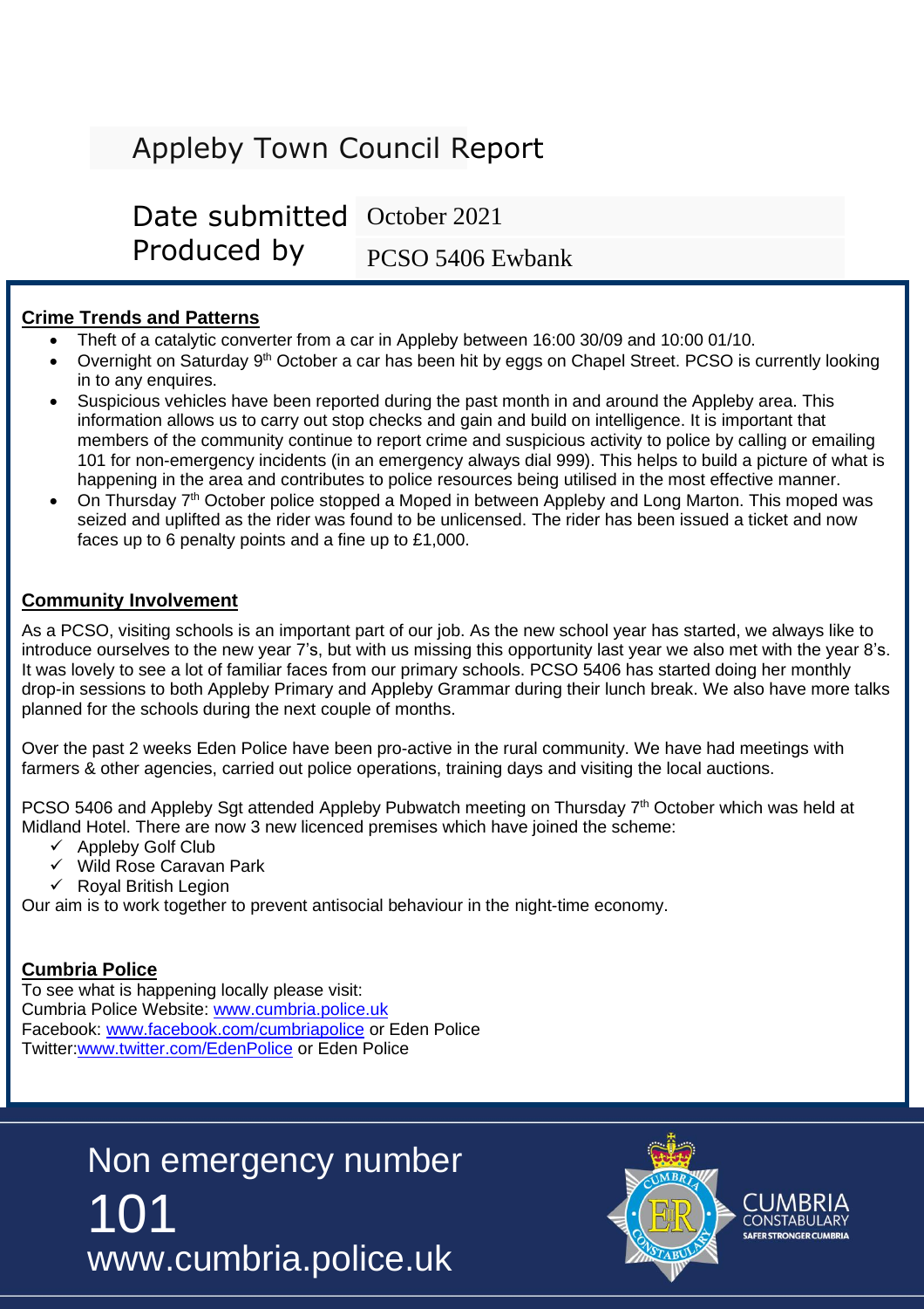# Appleby Town Council Report

| Date submitted | October 2021 |
|---|---|
| Produced by | PCSO 5406 Ewbank |

**Crime Trends and Patterns**

- Theft of a catalytic converter from a car in Appleby between 16:00 30/09 and 10:00 01/10.
- Overnight on Saturday 9th October a car has been hit by eggs on Chapel Street. PCSO is currently looking in to any enquires.
- Suspicious vehicles have been reported during the past month in and around the Appleby area. This information allows us to carry out stop checks and gain and build on intelligence. It is important that members of the community continue to report crime and suspicious activity to police by calling or emailing 101 for non-emergency incidents (in an emergency always dial 999). This helps to build a picture of what is happening in the area and contributes to police resources being utilised in the most effective manner.
- On Thursday 7th October police stopped a Moped in between Appleby and Long Marton. This moped was seized and uplifted as the rider was found to be unlicensed. The rider has been issued a ticket and now faces up to 6 penalty points and a fine up to £1,000.

**Community Involvement**

As a PCSO, visiting schools is an important part of our job. As the new school year has started, we always like to introduce ourselves to the new year 7's, but with us missing this opportunity last year we also met with the year 8's. It was lovely to see a lot of familiar faces from our primary schools. PCSO 5406 has started doing her monthly drop-in sessions to both Appleby Primary and Appleby Grammar during their lunch break. We also have more talks planned for the schools during the next couple of months.

Over the past 2 weeks Eden Police have been pro-active in the rural community. We have had meetings with farmers & other agencies, carried out police operations, training days and visiting the local auctions.

PCSO 5406 and Appleby Sgt attended Appleby Pubwatch meeting on Thursday 7th October which was held at Midland Hotel. There are now 3 new licenced premises which have joined the scheme:

- ✓ Appleby Golf Club
- ✓ Wild Rose Caravan Park
- ✓ Royal British Legion

Our aim is to work together to prevent antisocial behaviour in the night-time economy.

**Cumbria Police**

To see what is happening locally please visit:
Cumbria Police Website: www.cumbria.police.uk
Facebook: www.facebook.com/cumbriapolice or Eden Police
Twitter: www.twitter.com/EdenPolice or Eden Police

Non emergency number
101
www.cumbria.police.uk

CUMBRIA CONSTABULARY
SAFER STRONGER CUMBRIA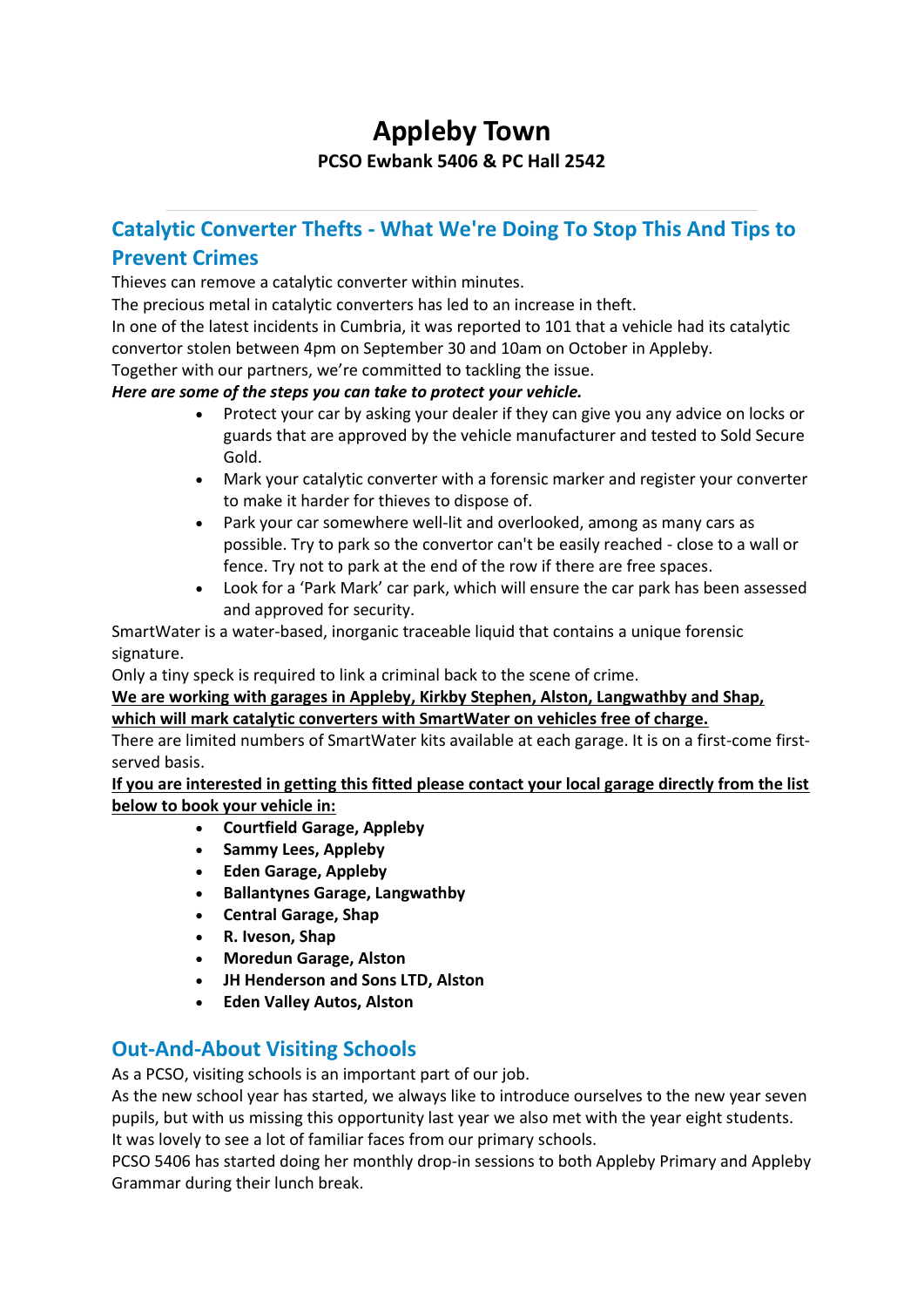# Appleby Town

**PCSO Ewbank 5406 & PC Hall 2542**

## Catalytic Converter Thefts - What We're Doing To Stop This And Tips to Prevent Crimes

Thieves can remove a catalytic converter within minutes.

The precious metal in catalytic converters has led to an increase in theft.

In one of the latest incidents in Cumbria, it was reported to 101 that a vehicle had its catalytic convertor stolen between 4pm on September 30 and 10am on October in Appleby.

Together with our partners, we're committed to tackling the issue.

***Here are some of the steps you can take to protect your vehicle.***

- Protect your car by asking your dealer if they can give you any advice on locks or guards that are approved by the vehicle manufacturer and tested to Sold Secure Gold.
- Mark your catalytic converter with a forensic marker and register your converter to make it harder for thieves to dispose of.
- Park your car somewhere well-lit and overlooked, among as many cars as possible. Try to park so the convertor can't be easily reached - close to a wall or fence. Try not to park at the end of the row if there are free spaces.
- Look for a 'Park Mark' car park, which will ensure the car park has been assessed and approved for security.

SmartWater is a water-based, inorganic traceable liquid that contains a unique forensic signature.

Only a tiny speck is required to link a criminal back to the scene of crime.

**We are working with garages in Appleby, Kirkby Stephen, Alston, Langwathby and Shap, which will mark catalytic converters with SmartWater on vehicles free of charge.**

There are limited numbers of SmartWater kits available at each garage. It is on a first-come first-served basis.

**If you are interested in getting this fitted please contact your local garage directly from the list below to book your vehicle in:**

- **Courtfield Garage, Appleby**
- **Sammy Lees, Appleby**
- **Eden Garage, Appleby**
- **Ballantynes Garage, Langwathby**
- **Central Garage, Shap**
- **R. Iveson, Shap**
- **Moredun Garage, Alston**
- **JH Henderson and Sons LTD, Alston**
- **Eden Valley Autos, Alston**

## Out-And-About Visiting Schools

As a PCSO, visiting schools is an important part of our job.

As the new school year has started, we always like to introduce ourselves to the new year seven pupils, but with us missing this opportunity last year we also met with the year eight students.

It was lovely to see a lot of familiar faces from our primary schools.

PCSO 5406 has started doing her monthly drop-in sessions to both Appleby Primary and Appleby Grammar during their lunch break.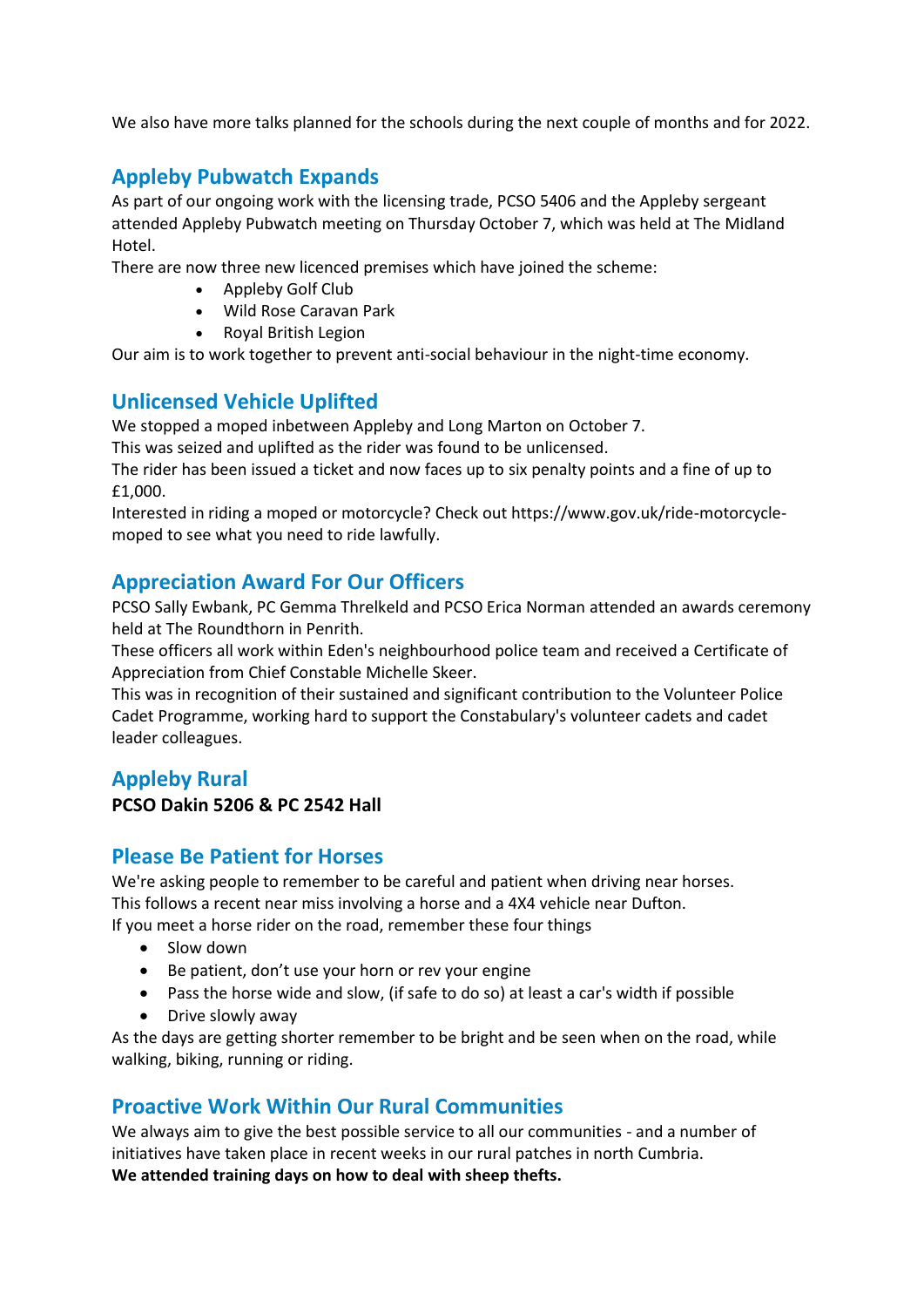We also have more talks planned for the schools during the next couple of months and for 2022.

## Appleby Pubwatch Expands

As part of our ongoing work with the licensing trade, PCSO 5406 and the Appleby sergeant attended Appleby Pubwatch meeting on Thursday October 7, which was held at The Midland Hotel.

There are now three new licenced premises which have joined the scheme:

- Appleby Golf Club
- Wild Rose Caravan Park
- Royal British Legion

Our aim is to work together to prevent anti-social behaviour in the night-time economy.

## Unlicensed Vehicle Uplifted

We stopped a moped inbetween Appleby and Long Marton on October 7.

This was seized and uplifted as the rider was found to be unlicensed.

The rider has been issued a ticket and now faces up to six penalty points and a fine of up to £1,000.

Interested in riding a moped or motorcycle? Check out https://www.gov.uk/ride-motorcycle-moped to see what you need to ride lawfully.

## Appreciation Award For Our Officers

PCSO Sally Ewbank, PC Gemma Threlkeld and PCSO Erica Norman attended an awards ceremony held at The Roundthorn in Penrith.

These officers all work within Eden's neighbourhood police team and received a Certificate of Appreciation from Chief Constable Michelle Skeer.

This was in recognition of their sustained and significant contribution to the Volunteer Police Cadet Programme, working hard to support the Constabulary's volunteer cadets and cadet leader colleagues.

## Appleby Rural

**PCSO Dakin 5206 & PC 2542 Hall**

## Please Be Patient for Horses

We're asking people to remember to be careful and patient when driving near horses.

This follows a recent near miss involving a horse and a 4X4 vehicle near Dufton.

If you meet a horse rider on the road, remember these four things

- Slow down
- Be patient, don't use your horn or rev your engine
- Pass the horse wide and slow, (if safe to do so) at least a car's width if possible
- Drive slowly away

As the days are getting shorter remember to be bright and be seen when on the road, while walking, biking, running or riding.

## Proactive Work Within Our Rural Communities

We always aim to give the best possible service to all our communities - and a number of initiatives have taken place in recent weeks in our rural patches in north Cumbria.

**We attended training days on how to deal with sheep thefts.**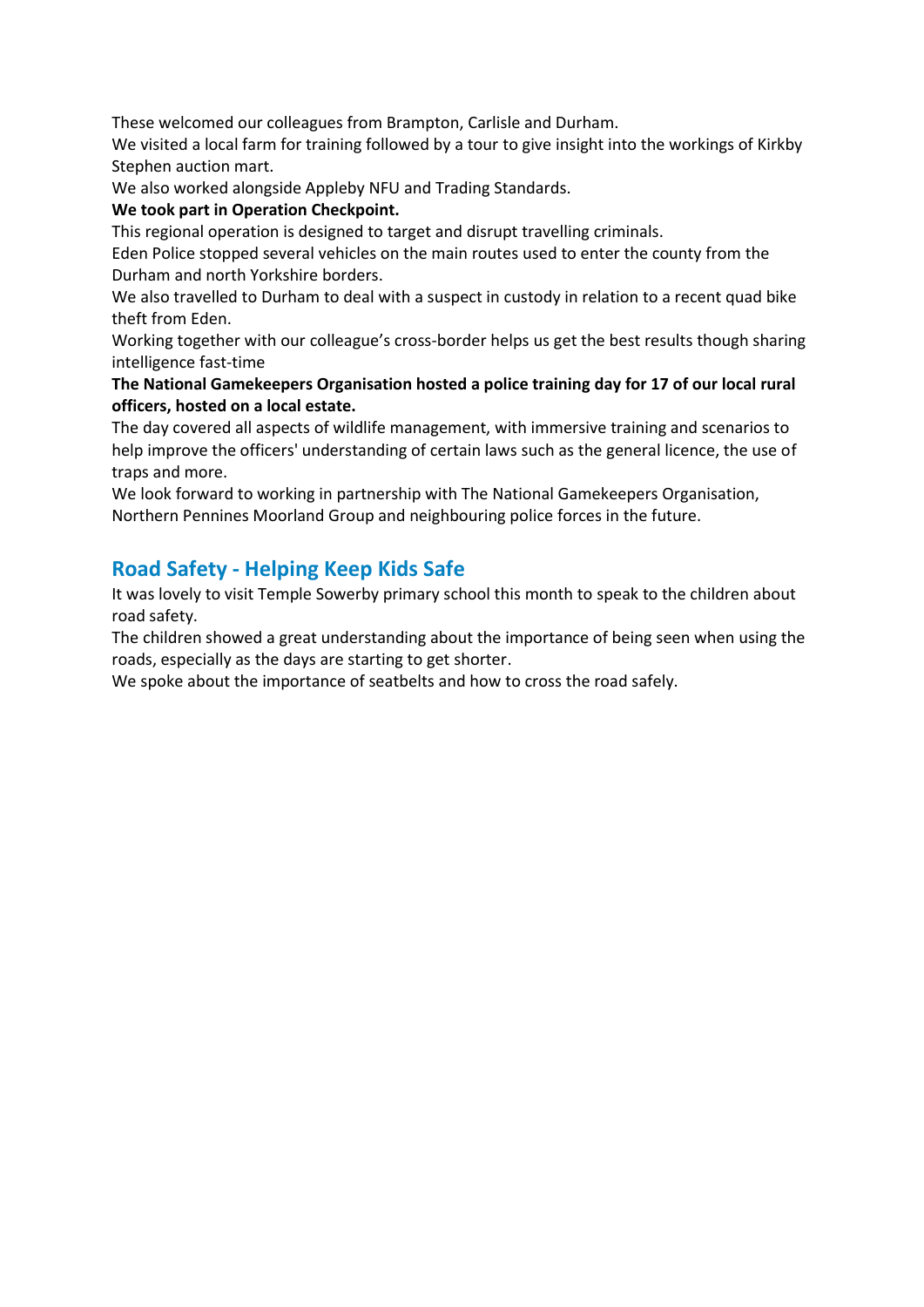These welcomed our colleagues from Brampton, Carlisle and Durham.
We visited a local farm for training followed by a tour to give insight into the workings of Kirkby Stephen auction mart.
We also worked alongside Appleby NFU and Trading Standards.

**We took part in Operation Checkpoint.**

This regional operation is designed to target and disrupt travelling criminals.
Eden Police stopped several vehicles on the main routes used to enter the county from the Durham and north Yorkshire borders.
We also travelled to Durham to deal with a suspect in custody in relation to a recent quad bike theft from Eden.
Working together with our colleague's cross-border helps us get the best results though sharing intelligence fast-time

**The National Gamekeepers Organisation hosted a police training day for 17 of our local rural officers, hosted on a local estate.**

The day covered all aspects of wildlife management, with immersive training and scenarios to help improve the officers' understanding of certain laws such as the general licence, the use of traps and more.
We look forward to working in partnership with The National Gamekeepers Organisation, Northern Pennines Moorland Group and neighbouring police forces in the future.

## Road Safety - Helping Keep Kids Safe

It was lovely to visit Temple Sowerby primary school this month to speak to the children about road safety.
The children showed a great understanding about the importance of being seen when using the roads, especially as the days are starting to get shorter.
We spoke about the importance of seatbelts and how to cross the road safely.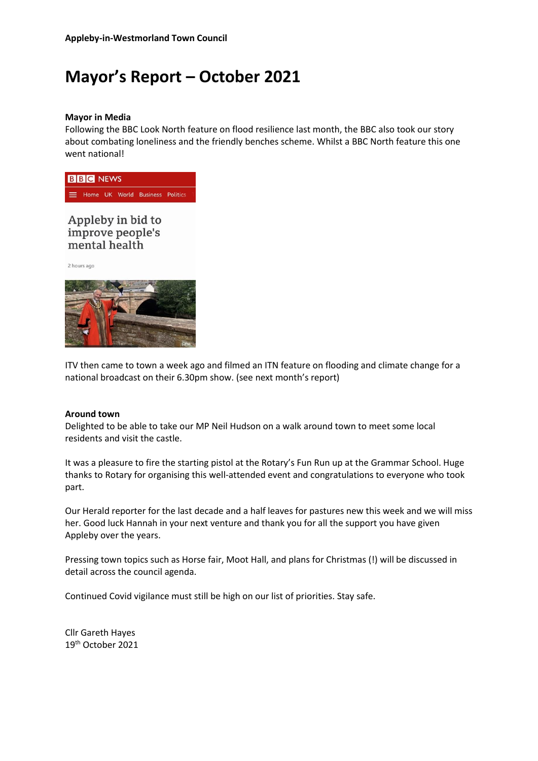**Appleby-in-Westmorland Town Council**

# Mayor's Report – October 2021

**Mayor in Media**

Following the BBC Look North feature on flood resilience last month, the BBC also took our story about combating loneliness and the friendly benches scheme. Whilst a BBC North feature this one went national!

BBC NEWS

Home UK World Business Politics

Appleby in bid to improve people's mental health

2 hours ago

ITV then came to town a week ago and filmed an ITN feature on flooding and climate change for a national broadcast on their 6.30pm show. (see next month's report)

**Around town**

Delighted to be able to take our MP Neil Hudson on a walk around town to meet some local residents and visit the castle.

It was a pleasure to fire the starting pistol at the Rotary's Fun Run up at the Grammar School. Huge thanks to Rotary for organising this well-attended event and congratulations to everyone who took part.

Our Herald reporter for the last decade and a half leaves for pastures new this week and we will miss her. Good luck Hannah in your next venture and thank you for all the support you have given Appleby over the years.

Pressing town topics such as Horse fair, Moot Hall, and plans for Christmas (!) will be discussed in detail across the council agenda.

Continued Covid vigilance must still be high on our list of priorities. Stay safe.

Cllr Gareth Hayes
19th October 2021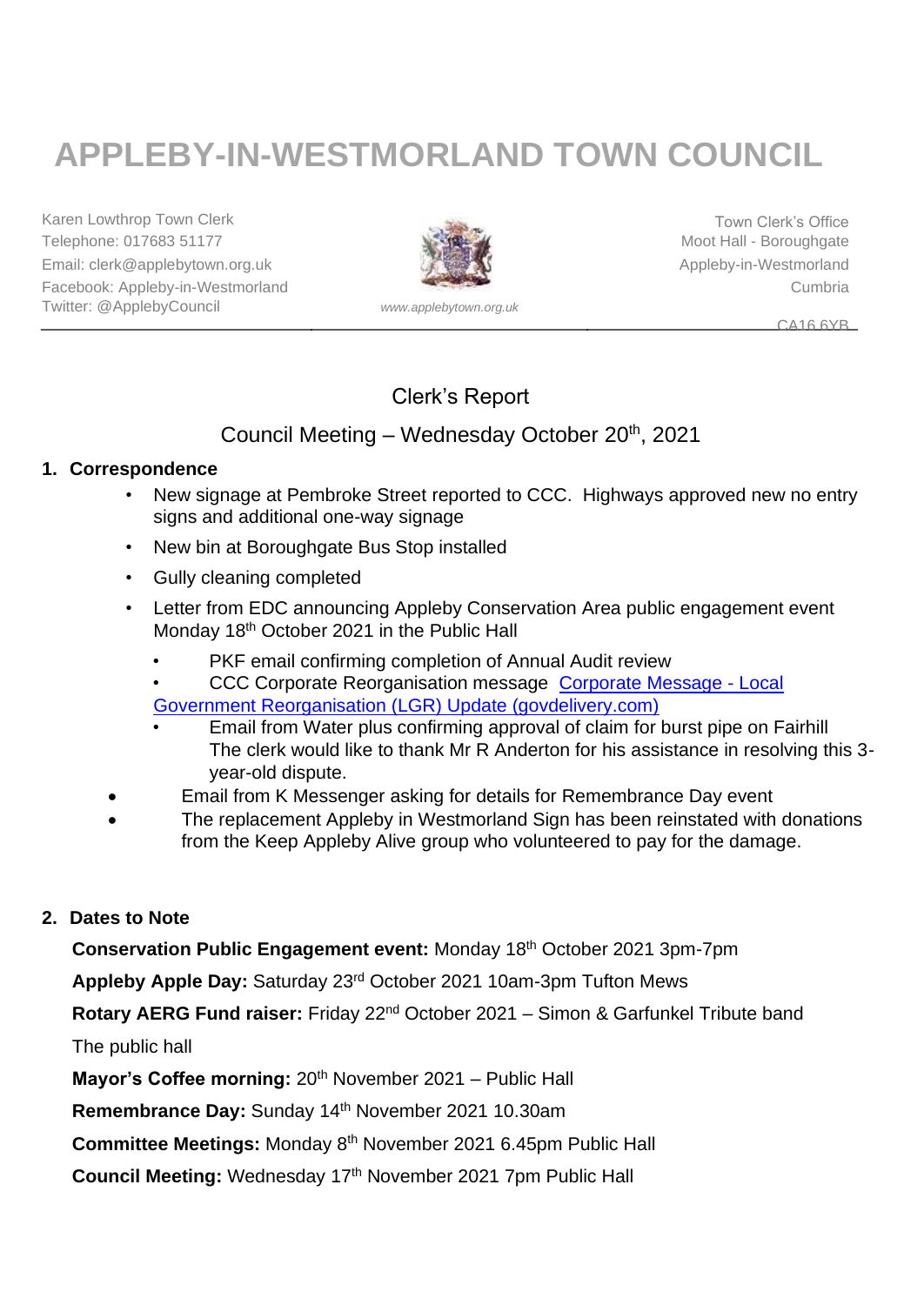# APPLEBY-IN-WESTMORLAND TOWN COUNCIL

Karen Lowthrop Town Clerk
Telephone: 017683 51177
Email: clerk@applebytown.org.uk
Facebook: Appleby-in-Westmorland
Twitter: @ApplebyCouncil

*www.applebytown.org.uk*

Town Clerk's Office
Moot Hall - Boroughgate
Appleby-in-Westmorland
Cumbria
CA16 6YB

## Clerk's Report

## Council Meeting – Wednesday October 20th, 2021

### 1. Correspondence

- New signage at Pembroke Street reported to CCC. Highways approved new no entry signs and additional one-way signage
- New bin at Boroughgate Bus Stop installed
- Gully cleaning completed
- Letter from EDC announcing Appleby Conservation Area public engagement event Monday 18th October 2021 in the Public Hall
  - PKF email confirming completion of Annual Audit review
  - CCC Corporate Reorganisation message [Corporate Message - Local Government Reorganisation (LGR) Update (govdelivery.com)]
  - Email from Water plus confirming approval of claim for burst pipe on Fairhill The clerk would like to thank Mr R Anderton for his assistance in resolving this 3-year-old dispute.
- Email from K Messenger asking for details for Remembrance Day event
- The replacement Appleby in Westmorland Sign has been reinstated with donations from the Keep Appleby Alive group who volunteered to pay for the damage.

### 2. Dates to Note

**Conservation Public Engagement event:** Monday 18th October 2021 3pm-7pm

**Appleby Apple Day:** Saturday 23rd October 2021 10am-3pm Tufton Mews

**Rotary AERG Fund raiser:** Friday 22nd October 2021 – Simon & Garfunkel Tribute band The public hall

**Mayor's Coffee morning:** 20th November 2021 – Public Hall

**Remembrance Day:** Sunday 14th November 2021 10.30am

**Committee Meetings:** Monday 8th November 2021 6.45pm Public Hall

**Council Meeting:** Wednesday 17th November 2021 7pm Public Hall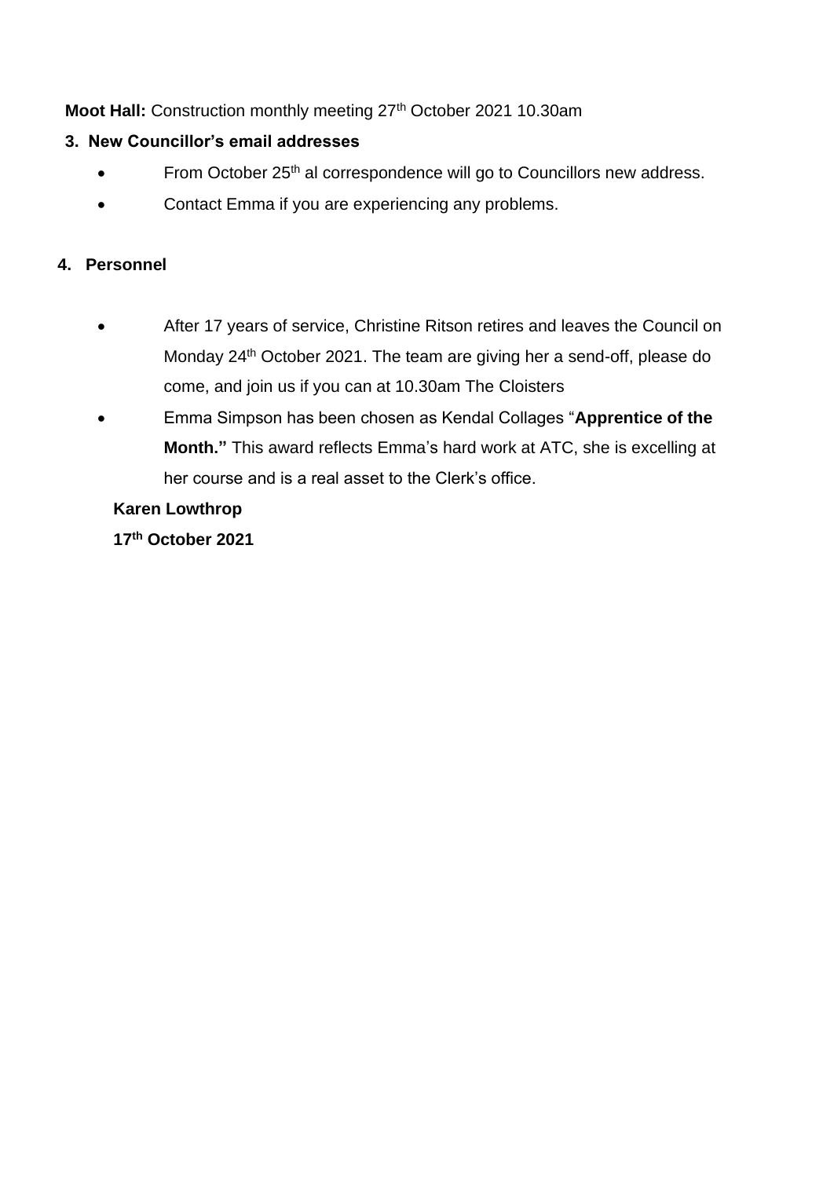**Moot Hall:** Construction monthly meeting 27th October 2021 10.30am

**3. New Councillor's email addresses**

- From October 25th al correspondence will go to Councillors new address.
- Contact Emma if you are experiencing any problems.

**4. Personnel**

- After 17 years of service, Christine Ritson retires and leaves the Council on Monday 24th October 2021. The team are giving her a send-off, please do come, and join us if you can at 10.30am The Cloisters
- Emma Simpson has been chosen as Kendal Collages "**Apprentice of the Month."** This award reflects Emma's hard work at ATC, she is excelling at her course and is a real asset to the Clerk's office.

**Karen Lowthrop**

**17th October 2021**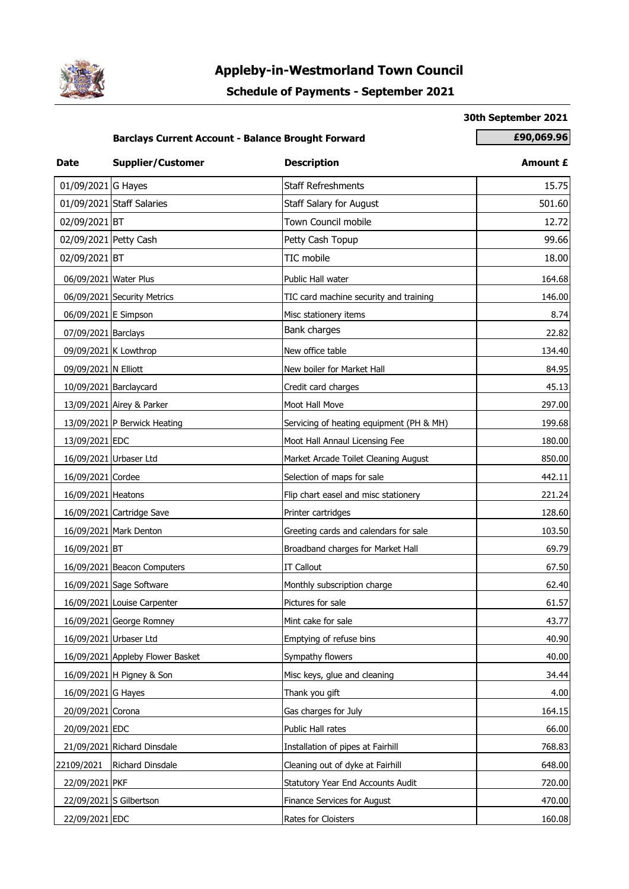# Appleby-in-Westmorland Town Council

## Schedule of Payments - September 2021

**30th September 2021**

**Barclays Current Account - Balance Brought Forward** **£90,069.96**

| Date | Supplier/Customer | Description | Amount £ |
|---|---|---|---|
| 01/09/2021 | G Hayes | Staff Refreshments | 15.75 |
| 01/09/2021 | Staff Salaries | Staff Salary for August | 501.60 |
| 02/09/2021 | BT | Town Council mobile | 12.72 |
| 02/09/2021 | Petty Cash | Petty Cash Topup | 99.66 |
| 02/09/2021 | BT | TIC mobile | 18.00 |
| 06/09/2021 | Water Plus | Public Hall water | 164.68 |
| 06/09/2021 | Security Metrics | TIC card machine security and training | 146.00 |
| 06/09/2021 | E Simpson | Misc stationery items | 8.74 |
| 07/09/2021 | Barclays | Bank charges | 22.82 |
| 09/09/2021 | K Lowthrop | New office table | 134.40 |
| 09/09/2021 | N Elliott | New boiler for Market Hall | 84.95 |
| 10/09/2021 | Barclaycard | Credit card charges | 45.13 |
| 13/09/2021 | Airey & Parker | Moot Hall Move | 297.00 |
| 13/09/2021 | P Berwick Heating | Servicing of heating equipment (PH & MH) | 199.68 |
| 13/09/2021 | EDC | Moot Hall Annaul Licensing Fee | 180.00 |
| 16/09/2021 | Urbaser Ltd | Market Arcade Toilet Cleaning August | 850.00 |
| 16/09/2021 | Cordee | Selection of maps for sale | 442.11 |
| 16/09/2021 | Heatons | Flip chart easel and misc stationery | 221.24 |
| 16/09/2021 | Cartridge Save | Printer cartridges | 128.60 |
| 16/09/2021 | Mark Denton | Greeting cards and calendars for sale | 103.50 |
| 16/09/2021 | BT | Broadband charges for Market Hall | 69.79 |
| 16/09/2021 | Beacon Computers | IT Callout | 67.50 |
| 16/09/2021 | Sage Software | Monthly subscription charge | 62.40 |
| 16/09/2021 | Louise Carpenter | Pictures for sale | 61.57 |
| 16/09/2021 | George Romney | Mint cake for sale | 43.77 |
| 16/09/2021 | Urbaser Ltd | Emptying of refuse bins | 40.90 |
| 16/09/2021 | Appleby Flower Basket | Sympathy flowers | 40.00 |
| 16/09/2021 | H Pigney & Son | Misc keys, glue and cleaning | 34.44 |
| 16/09/2021 | G Hayes | Thank you gift | 4.00 |
| 20/09/2021 | Corona | Gas charges for July | 164.15 |
| 20/09/2021 | EDC | Public Hall rates | 66.00 |
| 21/09/2021 | Richard Dinsdale | Installation of pipes at Fairhill | 768.83 |
| 22109/2021 | Richard Dinsdale | Cleaning out of dyke at Fairhill | 648.00 |
| 22/09/2021 | PKF | Statutory Year End Accounts Audit | 720.00 |
| 22/09/2021 | S Gilbertson | Finance Services for August | 470.00 |
| 22/09/2021 | EDC | Rates for Cloisters | 160.08 |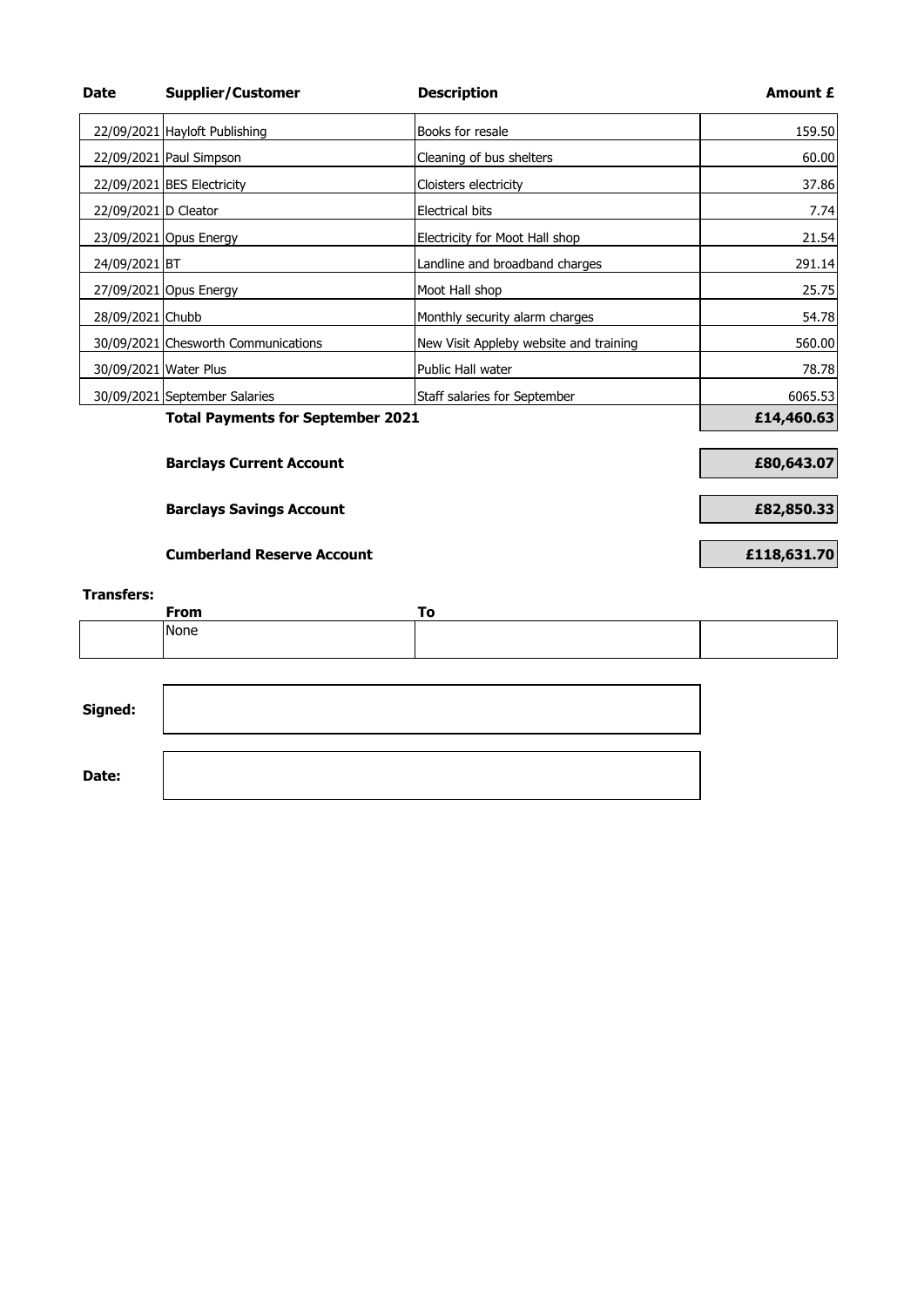| Date | Supplier/Customer | Description | Amount £ |
|---|---|---|---|
| 22/09/2021 | Hayloft Publishing | Books for resale | 159.50 |
| 22/09/2021 | Paul Simpson | Cleaning of bus shelters | 60.00 |
| 22/09/2021 | BES Electricity | Cloisters electricity | 37.86 |
| 22/09/2021 | D Cleator | Electrical bits | 7.74 |
| 23/09/2021 | Opus Energy | Electricity for Moot Hall shop | 21.54 |
| 24/09/2021 | BT | Landline and broadband charges | 291.14 |
| 27/09/2021 | Opus Energy | Moot Hall shop | 25.75 |
| 28/09/2021 | Chubb | Monthly security alarm charges | 54.78 |
| 30/09/2021 | Chesworth Communications | New Visit Appleby website and training | 560.00 |
| 30/09/2021 | Water Plus | Public Hall water | 78.78 |
| 30/09/2021 | September Salaries | Staff salaries for September | 6065.53 |
| | **Total Payments for September 2021** | | **£14,460.63** |

| | |
|---|---|
| **Barclays Current Account** | **£80,643.07** |
| **Barclays Savings Account** | **£82,850.33** |
| **Cumberland Reserve Account** | **£118,631.70** |

**Transfers:**

| | From | To | |
|---|---|---|---|
| | None | | |

**Signed:**

**Date:**